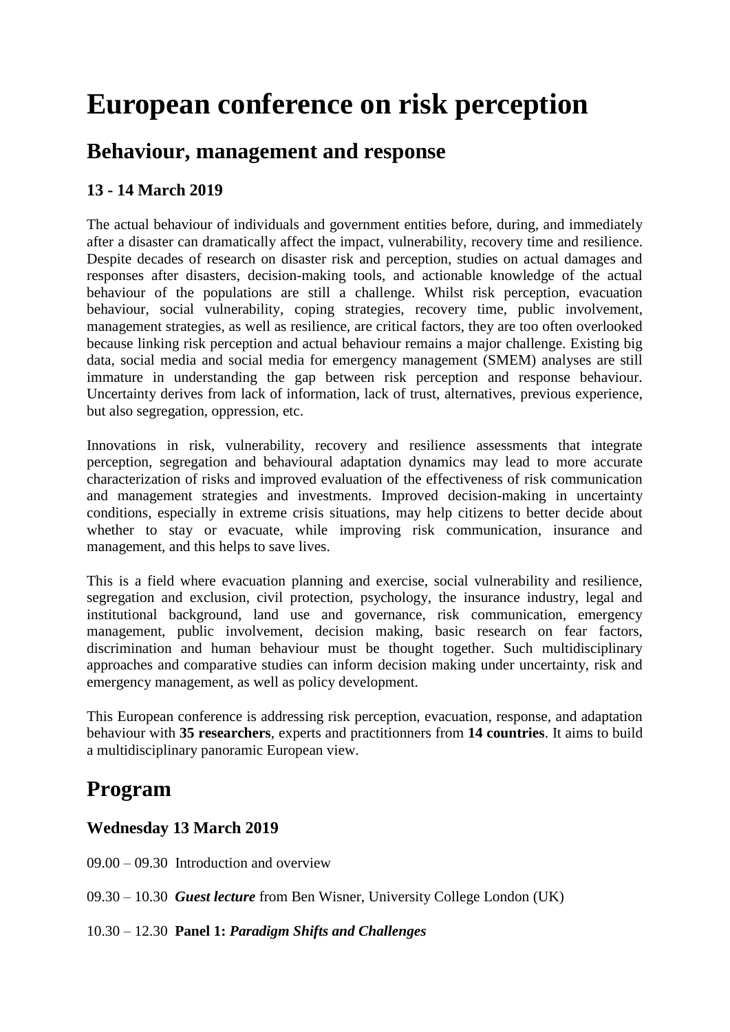# European conference on risk perception

## Behaviour, management and response

### 13 - 14 March 2019

The actual behaviour of individuals and government entities before, during, and immediately after a disaster can dramatically affect the impact, vulnerability, recovery time and resilience. Despite decades of research on disaster risk and perception, studies on actual damages and responses after disasters, decision-making tools, and actionable knowledge of the actual behaviour of the populations are still a challenge. Whilst risk perception, evacuation behaviour, social vulnerability, coping strategies, recovery time, public involvement, management strategies, as well as resilience, are critical factors, they are too often overlooked because linking risk perception and actual behaviour remains a major challenge. Existing big data, social media and social media for emergency management (SMEM) analyses are still immature in understanding the gap between risk perception and response behaviour. Uncertainty derives from lack of information, lack of trust, alternatives, previous experience, but also segregation, oppression, etc.

Innovations in risk, vulnerability, recovery and resilience assessments that integrate perception, segregation and behavioural adaptation dynamics may lead to more accurate characterization of risks and improved evaluation of the effectiveness of risk communication and management strategies and investments. Improved decision-making in uncertainty conditions, especially in extreme crisis situations, may help citizens to better decide about whether to stay or evacuate, while improving risk communication, insurance and management, and this helps to save lives.

This is a field where evacuation planning and exercise, social vulnerability and resilience, segregation and exclusion, civil protection, psychology, the insurance industry, legal and institutional background, land use and governance, risk communication, emergency management, public involvement, decision making, basic research on fear factors, discrimination and human behaviour must be thought together. Such multidisciplinary approaches and comparative studies can inform decision making under uncertainty, risk and emergency management, as well as policy development.

This European conference is addressing risk perception, evacuation, response, and adaptation behaviour with **35 researchers**, experts and practitionners from **14 countries**. It aims to build a multidisciplinary panoramic European view.

## Program

### Wednesday 13 March 2019

09.00 – 09.30 Introduction and overview

09.30 – 10.30 ***Guest lecture*** from Ben Wisner, University College London (UK)

10.30 – 12.30 **Panel 1: *Paradigm Shifts and Challenges***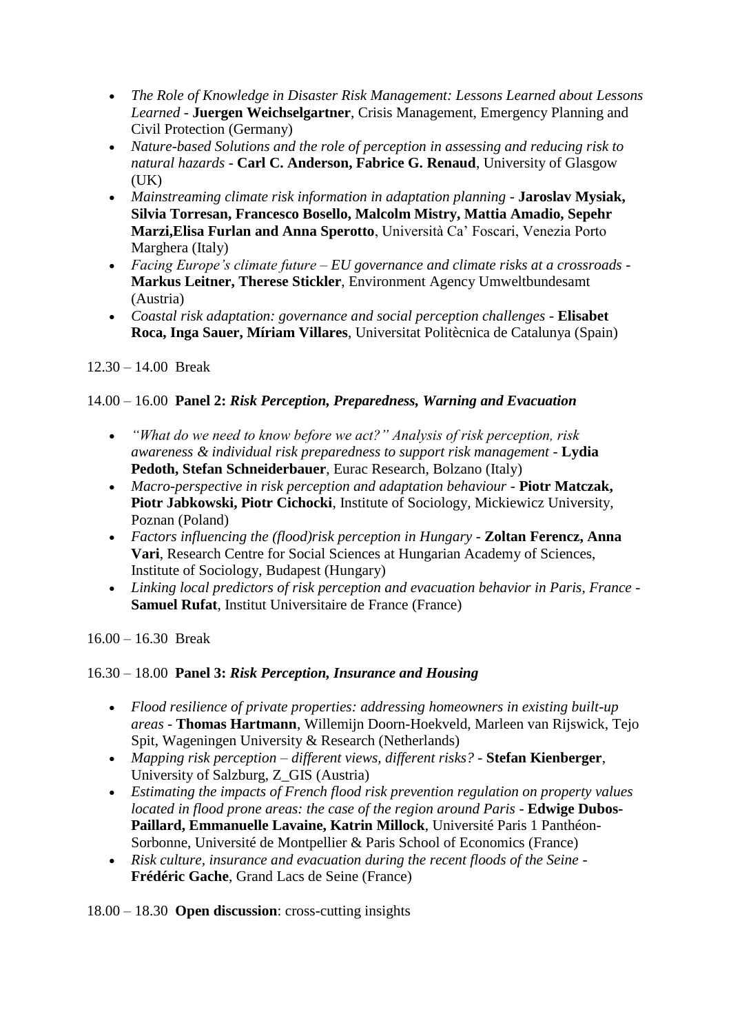- *The Role of Knowledge in Disaster Risk Management: Lessons Learned about Lessons Learned* - **Juergen Weichselgartner**, Crisis Management, Emergency Planning and Civil Protection (Germany)
- *Nature-based Solutions and the role of perception in assessing and reducing risk to natural hazards* - **Carl C. Anderson, Fabrice G. Renaud**, University of Glasgow (UK)
- *Mainstreaming climate risk information in adaptation planning* - **Jaroslav Mysiak, Silvia Torresan, Francesco Bosello, Malcolm Mistry, Mattia Amadio, Sepehr Marzi,Elisa Furlan and Anna Sperotto**, Università Ca' Foscari, Venezia Porto Marghera (Italy)
- *Facing Europe's climate future – EU governance and climate risks at a crossroads* - **Markus Leitner, Therese Stickler**, Environment Agency Umweltbundesamt (Austria)
- *Coastal risk adaptation: governance and social perception challenges* - **Elisabet Roca, Inga Sauer, Míriam Villares**, Universitat Politècnica de Catalunya (Spain)

12.30 – 14.00 Break

14.00 – 16.00 **Panel 2:** ***Risk Perception, Preparedness, Warning and Evacuation***

- *"What do we need to know before we act?" Analysis of risk perception, risk awareness & individual risk preparedness to support risk management* - **Lydia Pedoth, Stefan Schneiderbauer**, Eurac Research, Bolzano (Italy)
- *Macro-perspective in risk perception and adaptation behaviour* - **Piotr Matczak, Piotr Jabkowski, Piotr Cichocki**, Institute of Sociology, Mickiewicz University, Poznan (Poland)
- *Factors influencing the (flood)risk perception in Hungary* - **Zoltan Ferencz, Anna Vari**, Research Centre for Social Sciences at Hungarian Academy of Sciences, Institute of Sociology, Budapest (Hungary)
- *Linking local predictors of risk perception and evacuation behavior in Paris, France* - **Samuel Rufat**, Institut Universitaire de France (France)

16.00 – 16.30 Break

16.30 – 18.00 **Panel 3:** ***Risk Perception, Insurance and Housing***

- *Flood resilience of private properties: addressing homeowners in existing built-up areas* - **Thomas Hartmann**, Willemijn Doorn-Hoekveld, Marleen van Rijswick, Tejo Spit, Wageningen University & Research (Netherlands)
- *Mapping risk perception – different views, different risks?* - **Stefan Kienberger**, University of Salzburg, Z_GIS (Austria)
- *Estimating the impacts of French flood risk prevention regulation on property values located in flood prone areas: the case of the region around Paris* - **Edwige Dubos-Paillard, Emmanuelle Lavaine, Katrin Millock**, Université Paris 1 Panthéon-Sorbonne, Université de Montpellier & Paris School of Economics (France)
- *Risk culture, insurance and evacuation during the recent floods of the Seine* - **Frédéric Gache**, Grand Lacs de Seine (France)

18.00 – 18.30 **Open discussion**: cross-cutting insights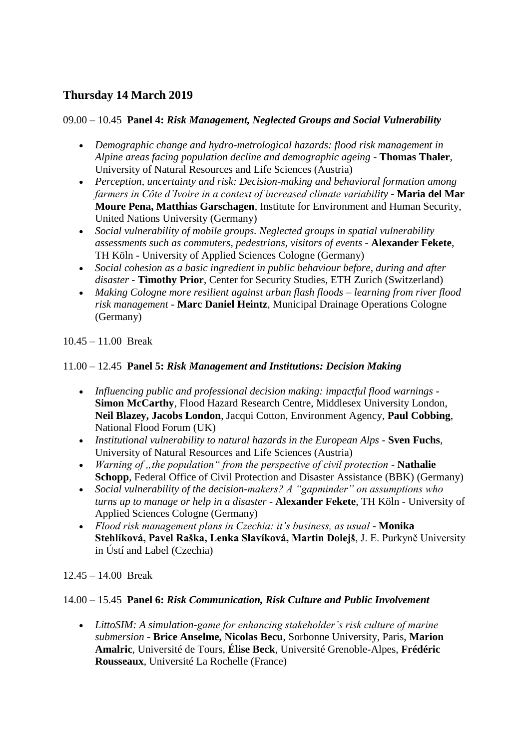## Thursday 14 March 2019

09.00 – 10.45 **Panel 4:** ***Risk Management, Neglected Groups and Social Vulnerability***

- *Demographic change and hydro-metrological hazards: flood risk management in Alpine areas facing population decline and demographic ageing* - **Thomas Thaler**, University of Natural Resources and Life Sciences (Austria)
- *Perception, uncertainty and risk: Decision-making and behavioral formation among farmers in Côte d'Ivoire in a context of increased climate variability* - **Maria del Mar Moure Pena, Matthias Garschagen**, Institute for Environment and Human Security, United Nations University (Germany)
- *Social vulnerability of mobile groups. Neglected groups in spatial vulnerability assessments such as commuters, pedestrians, visitors of events* - **Alexander Fekete**, TH Köln - University of Applied Sciences Cologne (Germany)
- *Social cohesion as a basic ingredient in public behaviour before, during and after disaster* - **Timothy Prior**, Center for Security Studies, ETH Zurich (Switzerland)
- *Making Cologne more resilient against urban flash floods – learning from river flood risk management* - **Marc Daniel Heintz**, Municipal Drainage Operations Cologne (Germany)

10.45 – 11.00 Break

11.00 – 12.45 **Panel 5:** ***Risk Management and Institutions: Decision Making***

- *Influencing public and professional decision making: impactful flood warnings* - **Simon McCarthy**, Flood Hazard Research Centre, Middlesex University London, **Neil Blazey, Jacobs London**, Jacqui Cotton, Environment Agency, **Paul Cobbing**, National Flood Forum (UK)
- *Institutional vulnerability to natural hazards in the European Alps* - **Sven Fuchs**, University of Natural Resources and Life Sciences (Austria)
- *Warning of „the population" from the perspective of civil protection* - **Nathalie Schopp**, Federal Office of Civil Protection and Disaster Assistance (BBK) (Germany)
- *Social vulnerability of the decision-makers? A "gapminder" on assumptions who turns up to manage or help in a disaster* - **Alexander Fekete**, TH Köln - University of Applied Sciences Cologne (Germany)
- *Flood risk management plans in Czechia: it's business, as usual* - **Monika Stehlíková, Pavel Raška, Lenka Slavíková, Martin Dolejš**, J. E. Purkyně University in Ústí and Label (Czechia)

12.45 – 14.00 Break

14.00 – 15.45 **Panel 6:** ***Risk Communication, Risk Culture and Public Involvement***

- *LittoSIM: A simulation-game for enhancing stakeholder's risk culture of marine submersion* - **Brice Anselme, Nicolas Becu**, Sorbonne University, Paris, **Marion Amalric**, Université de Tours, **Élise Beck**, Université Grenoble-Alpes, **Frédéric Rousseaux**, Université La Rochelle (France)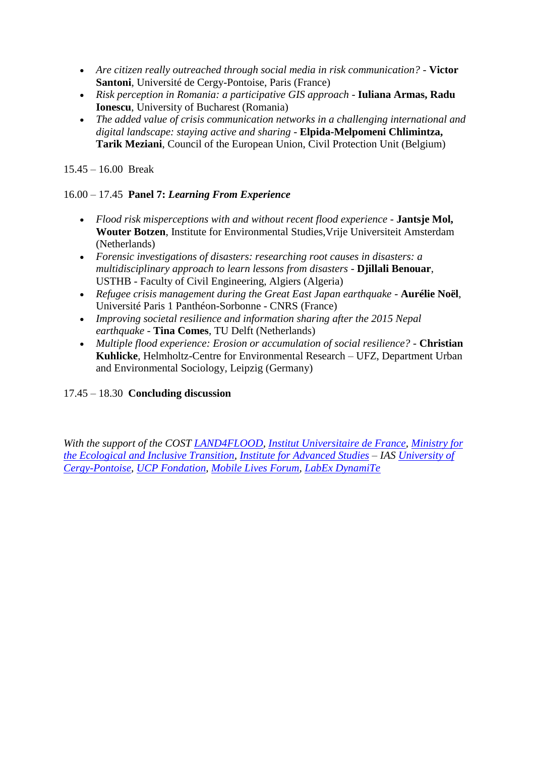- *Are citizen really outreached through social media in risk communication?* - **Victor Santoni**, Université de Cergy-Pontoise, Paris (France)
- *Risk perception in Romania: a participative GIS approach* - **Iuliana Armas, Radu Ionescu**, University of Bucharest (Romania)
- *The added value of crisis communication networks in a challenging international and digital landscape: staying active and sharing* - **Elpida-Melpomeni Chlimintza, Tarik Meziani**, Council of the European Union, Civil Protection Unit (Belgium)

15.45 – 16.00 Break

16.00 – 17.45 **Panel 7: *Learning From Experience***

- *Flood risk misperceptions with and without recent flood experience* - **Jantsje Mol, Wouter Botzen**, Institute for Environmental Studies,Vrije Universiteit Amsterdam (Netherlands)
- *Forensic investigations of disasters: researching root causes in disasters: a multidisciplinary approach to learn lessons from disasters* - **Djillali Benouar**, USTHB - Faculty of Civil Engineering, Algiers (Algeria)
- *Refugee crisis management during the Great East Japan earthquake* - **Aurélie Noël**, Université Paris 1 Panthéon-Sorbonne - CNRS (France)
- *Improving societal resilience and information sharing after the 2015 Nepal earthquake* - **Tina Comes**, TU Delft (Netherlands)
- *Multiple flood experience: Erosion or accumulation of social resilience?* - **Christian Kuhlicke**, Helmholtz-Centre for Environmental Research – UFZ, Department Urban and Environmental Sociology, Leipzig (Germany)

17.45 – 18.30 **Concluding discussion**

*With the support of the COST LAND4FLOOD, Institut Universitaire de France, Ministry for the Ecological and Inclusive Transition, Institute for Advanced Studies – IAS University of Cergy-Pontoise, UCP Fondation, Mobile Lives Forum, LabEx DynamiTe*